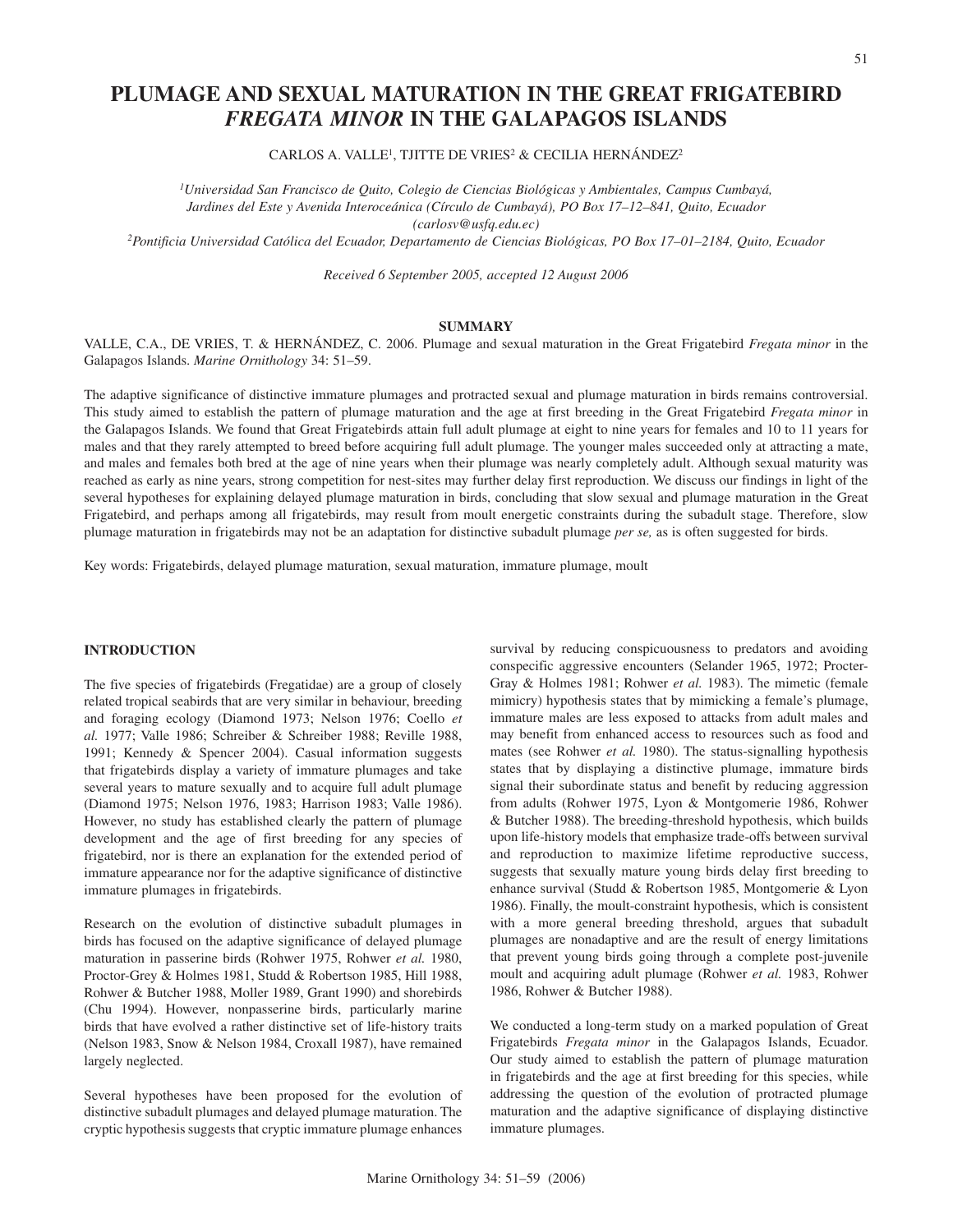# PLUMAGE AND SEXUAL MATURATION IN THE GREAT FRIGATEBIRD *FREGATA MINOR* IN THE GALAPAGOS ISLANDS

CARLOS A. VALLE[1], TJITTE DE VRIES[2] & CECILIA HERNÁNDEZ[2]

*[1]Universidad San Francisco de Quito, Colegio de Ciencias Biológicas y Ambientales, Campus Cumbayá, Jardines del Este y Avenida Interoceánica (Círculo de Cumbayá), PO Box 17–12–841, Quito, Ecuador (carlosv@usfq.edu.ec)*

*[2]Pontificia Universidad Católica del Ecuador, Departamento de Ciencias Biológicas, PO Box 17–01–2184, Quito, Ecuador*

*Received 6 September 2005, accepted 12 August 2006*

## SUMMARY

VALLE, C.A., DE VRIES, T. & HERNÁNDEZ, C. 2006. Plumage and sexual maturation in the Great Frigatebird *Fregata minor* in the Galapagos Islands. *Marine Ornithology* 34: 51–59.

The adaptive significance of distinctive immature plumages and protracted sexual and plumage maturation in birds remains controversial. This study aimed to establish the pattern of plumage maturation and the age at first breeding in the Great Frigatebird *Fregata minor* in the Galapagos Islands. We found that Great Frigatebirds attain full adult plumage at eight to nine years for females and 10 to 11 years for males and that they rarely attempted to breed before acquiring full adult plumage. The younger males succeeded only at attracting a mate, and males and females both bred at the age of nine years when their plumage was nearly completely adult. Although sexual maturity was reached as early as nine years, strong competition for nest-sites may further delay first reproduction. We discuss our findings in light of the several hypotheses for explaining delayed plumage maturation in birds, concluding that slow sexual and plumage maturation in the Great Frigatebird, and perhaps among all frigatebirds, may result from moult energetic constraints during the subadult stage. Therefore, slow plumage maturation in frigatebirds may not be an adaptation for distinctive subadult plumage *per se,* as is often suggested for birds.

Key words: Frigatebirds, delayed plumage maturation, sexual maturation, immature plumage, moult

## INTRODUCTION

The five species of frigatebirds (Fregatidae) are a group of closely related tropical seabirds that are very similar in behaviour, breeding and foraging ecology (Diamond 1973; Nelson 1976; Coello *et al.* 1977; Valle 1986; Schreiber & Schreiber 1988; Reville 1988, 1991; Kennedy & Spencer 2004). Casual information suggests that frigatebirds display a variety of immature plumages and take several years to mature sexually and to acquire full adult plumage (Diamond 1975; Nelson 1976, 1983; Harrison 1983; Valle 1986). However, no study has established clearly the pattern of plumage development and the age of first breeding for any species of frigatebird, nor is there an explanation for the extended period of immature appearance nor for the adaptive significance of distinctive immature plumages in frigatebirds.

Research on the evolution of distinctive subadult plumages in birds has focused on the adaptive significance of delayed plumage maturation in passerine birds (Rohwer 1975, Rohwer *et al.* 1980, Proctor-Grey & Holmes 1981, Studd & Robertson 1985, Hill 1988, Rohwer & Butcher 1988, Moller 1989, Grant 1990) and shorebirds (Chu 1994). However, nonpasserine birds, particularly marine birds that have evolved a rather distinctive set of life-history traits (Nelson 1983, Snow & Nelson 1984, Croxall 1987), have remained largely neglected.

Several hypotheses have been proposed for the evolution of distinctive subadult plumages and delayed plumage maturation. The cryptic hypothesis suggests that cryptic immature plumage enhances survival by reducing conspicuousness to predators and avoiding conspecific aggressive encounters (Selander 1965, 1972; Procter-Gray & Holmes 1981; Rohwer *et al.* 1983). The mimetic (female mimicry) hypothesis states that by mimicking a female's plumage, immature males are less exposed to attacks from adult males and may benefit from enhanced access to resources such as food and mates (see Rohwer *et al.* 1980). The status-signalling hypothesis states that by displaying a distinctive plumage, immature birds signal their subordinate status and benefit by reducing aggression from adults (Rohwer 1975, Lyon & Montgomerie 1986, Rohwer & Butcher 1988). The breeding-threshold hypothesis, which builds upon life-history models that emphasize trade-offs between survival and reproduction to maximize lifetime reproductive success, suggests that sexually mature young birds delay first breeding to enhance survival (Studd & Robertson 1985, Montgomerie & Lyon 1986). Finally, the moult-constraint hypothesis, which is consistent with a more general breeding threshold, argues that subadult plumages are nonadaptive and are the result of energy limitations that prevent young birds going through a complete post-juvenile moult and acquiring adult plumage (Rohwer *et al.* 1983, Rohwer 1986, Rohwer & Butcher 1988).

We conducted a long-term study on a marked population of Great Frigatebirds *Fregata minor* in the Galapagos Islands, Ecuador. Our study aimed to establish the pattern of plumage maturation in frigatebirds and the age at first breeding for this species, while addressing the question of the evolution of protracted plumage maturation and the adaptive significance of displaying distinctive immature plumages.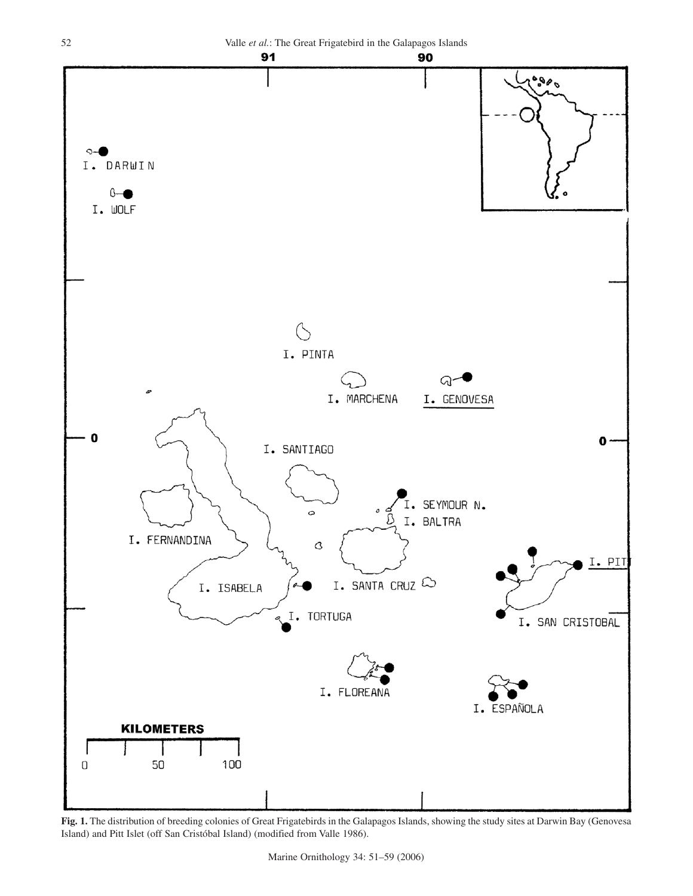**Fig. 1.** The distribution of breeding colonies of Great Frigatebirds in the Galapagos Islands, showing the study sites at Darwin Bay (Genovesa Island) and Pitt Islet (off San Cristóbal Island) (modified from Valle 1986).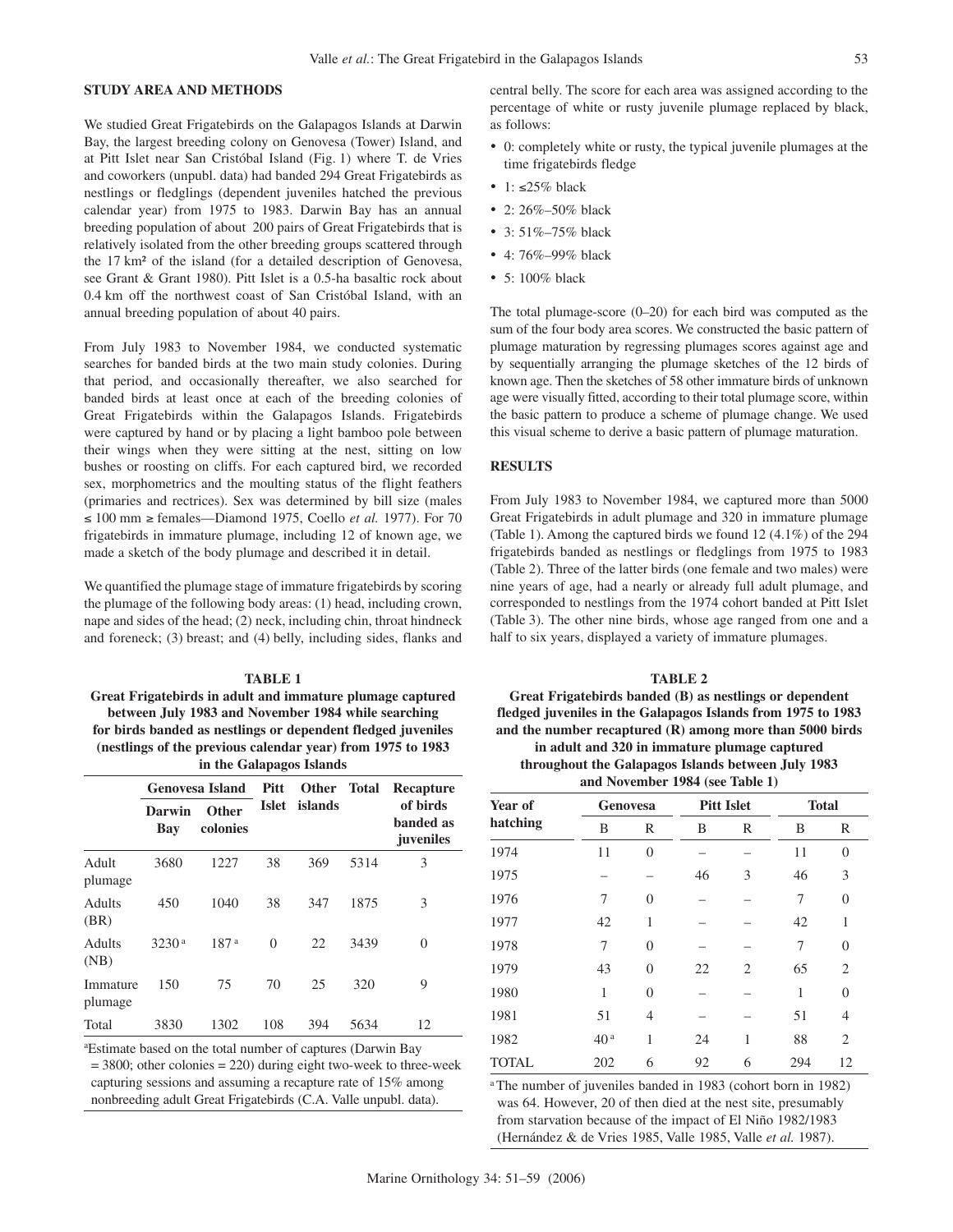## STUDY AREA AND METHODS

We studied Great Frigatebirds on the Galapagos Islands at Darwin Bay, the largest breeding colony on Genovesa (Tower) Island, and at Pitt Islet near San Cristóbal Island (Fig. 1) where T. de Vries and coworkers (unpubl. data) had banded 294 Great Frigatebirds as nestlings or fledglings (dependent juveniles hatched the previous calendar year) from 1975 to 1983. Darwin Bay has an annual breeding population of about 200 pairs of Great Frigatebirds that is relatively isolated from the other breeding groups scattered through the 17 km² of the island (for a detailed description of Genovesa, see Grant & Grant 1980). Pitt Islet is a 0.5-ha basaltic rock about 0.4 km off the northwest coast of San Cristóbal Island, with an annual breeding population of about 40 pairs.

From July 1983 to November 1984, we conducted systematic searches for banded birds at the two main study colonies. During that period, and occasionally thereafter, we also searched for banded birds at least once at each of the breeding colonies of Great Frigatebirds within the Galapagos Islands. Frigatebirds were captured by hand or by placing a light bamboo pole between their wings when they were sitting at the nest, sitting on low bushes or roosting on cliffs. For each captured bird, we recorded sex, morphometrics and the moulting status of the flight feathers (primaries and rectrices). Sex was determined by bill size (males ≤ 100 mm ≥ females—Diamond 1975, Coello *et al.* 1977). For 70 frigatebirds in immature plumage, including 12 of known age, we made a sketch of the body plumage and described it in detail.

We quantified the plumage stage of immature frigatebirds by scoring the plumage of the following body areas: (1) head, including crown, nape and sides of the head; (2) neck, including chin, throat hindneck and foreneck; (3) breast; and (4) belly, including sides, flanks and central belly. The score for each area was assigned according to the percentage of white or rusty juvenile plumage replaced by black, as follows:

- 0: completely white or rusty, the typical juvenile plumages at the time frigatebirds fledge
- 1: ≤25% black
- 2: 26%–50% black
- 3: 51%–75% black
- 4: 76%–99% black
- 5: 100% black

The total plumage-score (0–20) for each bird was computed as the sum of the four body area scores. We constructed the basic pattern of plumage maturation by regressing plumages scores against age and by sequentially arranging the plumage sketches of the 12 birds of known age. Then the sketches of 58 other immature birds of unknown age were visually fitted, according to their total plumage score, within the basic pattern to produce a scheme of plumage change. We used this visual scheme to derive a basic pattern of plumage maturation.

**TABLE 1**
**Great Frigatebirds in adult and immature plumage captured between July 1983 and November 1984 while searching for birds banded as nestlings or dependent fledged juveniles (nestlings of the previous calendar year) from 1975 to 1983 in the Galapagos Islands**

| | Genovesa Island | | Pitt Islet | Other islands | Total | Recapture of birds banded as juveniles |
|---|---|---|---|---|---|---|
| | Darwin Bay | Other colonies | | | | |
| Adult plumage | 3680 | 1227 | 38 | 369 | 5314 | 3 |
| Adults (BR) | 450 | 1040 | 38 | 347 | 1875 | 3 |
| Adults (NB) | 3230[a] | 187[a] | 0 | 22 | 3439 | 0 |
| Immature plumage | 150 | 75 | 70 | 25 | 320 | 9 |
| Total | 3830 | 1302 | 108 | 394 | 5634 | 12 |

[a]Estimate based on the total number of captures (Darwin Bay = 3800; other colonies = 220) during eight two-week to three-week capturing sessions and assuming a recapture rate of 15% among nonbreeding adult Great Frigatebirds (C.A. Valle unpubl. data).

## RESULTS

From July 1983 to November 1984, we captured more than 5000 Great Frigatebirds in adult plumage and 320 in immature plumage (Table 1). Among the captured birds we found 12 (4.1%) of the 294 frigatebirds banded as nestlings or fledglings from 1975 to 1983 (Table 2). Three of the latter birds (one female and two males) were nine years of age, had a nearly or already full adult plumage, and corresponded to nestlings from the 1974 cohort banded at Pitt Islet (Table 3). The other nine birds, whose age ranged from one and a half to six years, displayed a variety of immature plumages.

**TABLE 2**
**Great Frigatebirds banded (B) as nestlings or dependent fledged juveniles in the Galapagos Islands from 1975 to 1983 and the number recaptured (R) among more than 5000 birds in adult and 320 in immature plumage captured throughout the Galapagos Islands between July 1983 and November 1984 (see Table 1)**

| Year of hatching | Genovesa | | Pitt Islet | | Total | |
|---|---|---|---|---|---|---|
| | B | R | B | R | B | R |
| 1974 | 11 | 0 | – | – | 11 | 0 |
| 1975 | – | – | 46 | 3 | 46 | 3 |
| 1976 | 7 | 0 | – | – | 7 | 0 |
| 1977 | 42 | 1 | – | – | 42 | 1 |
| 1978 | 7 | 0 | – | – | 7 | 0 |
| 1979 | 43 | 0 | 22 | 2 | 65 | 2 |
| 1980 | 1 | 0 | – | – | 1 | 0 |
| 1981 | 51 | 4 | – | – | 51 | 4 |
| 1982 | 40[a] | 1 | 24 | 1 | 88 | 2 |
| TOTAL | 202 | 6 | 92 | 6 | 294 | 12 |

[a]The number of juveniles banded in 1983 (cohort born in 1982) was 64. However, 20 of then died at the nest site, presumably from starvation because of the impact of El Niño 1982/1983 (Hernández & de Vries 1985, Valle 1985, Valle *et al.* 1987).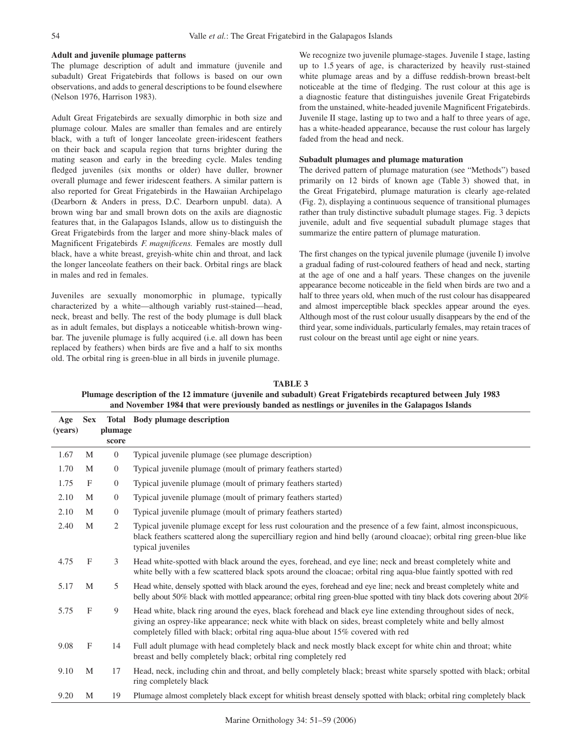### Adult and juvenile plumage patterns

The plumage description of adult and immature (juvenile and subadult) Great Frigatebirds that follows is based on our own observations, and adds to general descriptions to be found elsewhere (Nelson 1976, Harrison 1983).

Adult Great Frigatebirds are sexually dimorphic in both size and plumage colour. Males are smaller than females and are entirely black, with a tuft of longer lanceolate green-iridescent feathers on their back and scapula region that turns brighter during the mating season and early in the breeding cycle. Males tending fledged juveniles (six months or older) have duller, browner overall plumage and fewer iridescent feathers. A similar pattern is also reported for Great Frigatebirds in the Hawaiian Archipelago (Dearborn & Anders in press, D.C. Dearborn unpubl. data). A brown wing bar and small brown dots on the axils are diagnostic features that, in the Galapagos Islands, allow us to distinguish the Great Frigatebirds from the larger and more shiny-black males of Magnificent Frigatebirds *F. magnificens.* Females are mostly dull black, have a white breast, greyish-white chin and throat, and lack the longer lanceolate feathers on their back. Orbital rings are black in males and red in females.

Juveniles are sexually monomorphic in plumage, typically characterized by a white—although variably rust-stained—head, neck, breast and belly. The rest of the body plumage is dull black as in adult females, but displays a noticeable whitish-brown wing-bar. The juvenile plumage is fully acquired (i.e. all down has been replaced by feathers) when birds are five and a half to six months old. The orbital ring is green-blue in all birds in juvenile plumage.

We recognize two juvenile plumage-stages. Juvenile I stage, lasting up to 1.5 years of age, is characterized by heavily rust-stained white plumage areas and by a diffuse reddish-brown breast-belt noticeable at the time of fledging. The rust colour at this age is a diagnostic feature that distinguishes juvenile Great Frigatebirds from the unstained, white-headed juvenile Magnificent Frigatebirds. Juvenile II stage, lasting up to two and a half to three years of age, has a white-headed appearance, because the rust colour has largely faded from the head and neck.

### Subadult plumages and plumage maturation

The derived pattern of plumage maturation (see "Methods") based primarily on 12 birds of known age (Table 3) showed that, in the Great Frigatebird, plumage maturation is clearly age-related (Fig. 2), displaying a continuous sequence of transitional plumages rather than truly distinctive subadult plumage stages. Fig. 3 depicts juvenile, adult and five sequential subadult plumage stages that summarize the entire pattern of plumage maturation.

The first changes on the typical juvenile plumage (juvenile I) involve a gradual fading of rust-coloured feathers of head and neck, starting at the age of one and a half years. These changes on the juvenile appearance become noticeable in the field when birds are two and a half to three years old, when much of the rust colour has disappeared and almost imperceptible black speckles appear around the eyes. Although most of the rust colour usually disappears by the end of the third year, some individuals, particularly females, may retain traces of rust colour on the breast until age eight or nine years.

**TABLE 3**
**Plumage description of the 12 immature (juvenile and subadult) Great Frigatebirds recaptured between July 1983 and November 1984 that were previously banded as nestlings or juveniles in the Galapagos Islands**

| Age (years) | Sex | Total plumage score | Body plumage description |
|---|---|---|---|
| 1.67 | M | 0 | Typical juvenile plumage (see plumage description) |
| 1.70 | M | 0 | Typical juvenile plumage (moult of primary feathers started) |
| 1.75 | F | 0 | Typical juvenile plumage (moult of primary feathers started) |
| 2.10 | M | 0 | Typical juvenile plumage (moult of primary feathers started) |
| 2.10 | M | 0 | Typical juvenile plumage (moult of primary feathers started) |
| 2.40 | M | 2 | Typical juvenile plumage except for less rust colouration and the presence of a few faint, almost inconspicuous, black feathers scattered along the supercilliary region and hind belly (around cloacae); orbital ring green-blue like typical juveniles |
| 4.75 | F | 3 | Head white-spotted with black around the eyes, forehead, and eye line; neck and breast completely white and white belly with a few scattered black spots around the cloacae; orbital ring aqua-blue faintly spotted with red |
| 5.17 | M | 5 | Head white, densely spotted with black around the eyes, forehead and eye line; neck and breast completely white and belly about 50% black with mottled appearance; orbital ring green-blue spotted with tiny black dots covering about 20% |
| 5.75 | F | 9 | Head white, black ring around the eyes, black forehead and black eye line extending throughout sides of neck, giving an osprey-like appearance; neck white with black on sides, breast completely white and belly almost completely filled with black; orbital ring aqua-blue about 15% covered with red |
| 9.08 | F | 14 | Full adult plumage with head completely black and neck mostly black except for white chin and throat; white breast and belly completely black; orbital ring completely red |
| 9.10 | M | 17 | Head, neck, including chin and throat, and belly completely black; breast white sparsely spotted with black; orbital ring completely black |
| 9.20 | M | 19 | Plumage almost completely black except for whitish breast densely spotted with black; orbital ring completely black |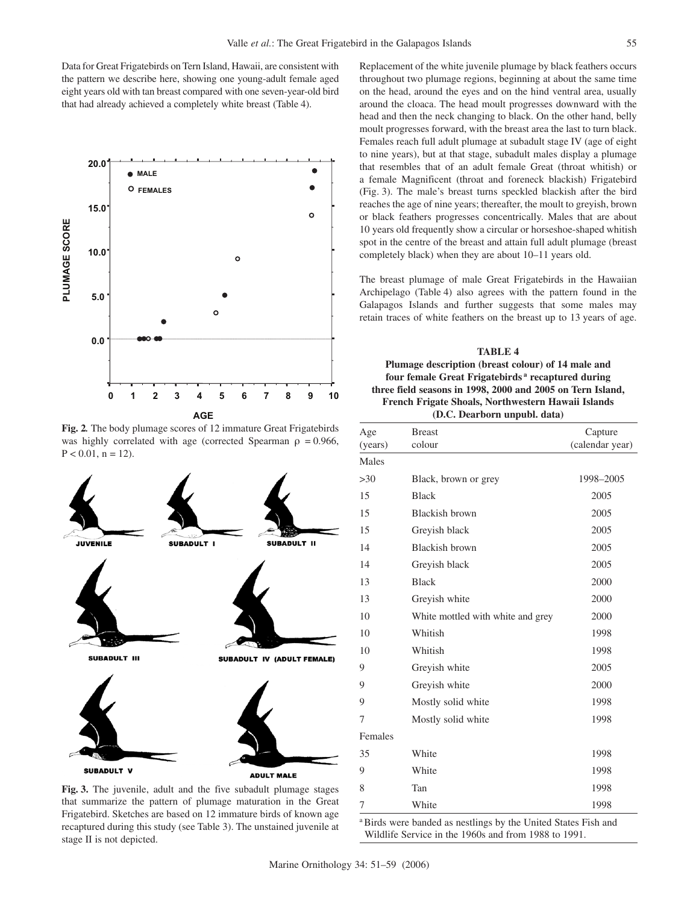Data for Great Frigatebirds on Tern Island, Hawaii, are consistent with the pattern we describe here, showing one young-adult female aged eight years old with tan breast compared with one seven-year-old bird that had already achieved a completely white breast (Table 4).

**Fig. 2.** The body plumage scores of 12 immature Great Frigatebirds was highly correlated with age (corrected Spearman $\rho = 0.966$, $P < 0.01$, $n = 12$).

**Fig. 3.** The juvenile, adult and the five subadult plumage stages that summarize the pattern of plumage maturation in the Great Frigatebird. Sketches are based on 12 immature birds of known age recaptured during this study (see Table 3). The unstained juvenile at stage II is not depicted.

Replacement of the white juvenile plumage by black feathers occurs throughout two plumage regions, beginning at about the same time on the head, around the eyes and on the hind ventral area, usually around the cloaca. The head moult progresses downward with the head and then the neck changing to black. On the other hand, belly moult progresses forward, with the breast area the last to turn black. Females reach full adult plumage at subadult stage IV (age of eight to nine years), but at that stage, subadult males display a plumage that resembles that of an adult female Great (throat whitish) or a female Magnificent (throat and foreneck blackish) Frigatebird (Fig. 3). The male's breast turns speckled blackish after the bird reaches the age of nine years; thereafter, the moult to greyish, brown or black feathers progresses concentrically. Males that are about 10 years old frequently show a circular or horseshoe-shaped whitish spot in the centre of the breast and attain full adult plumage (breast completely black) when they are about 10–11 years old.

The breast plumage of male Great Frigatebirds in the Hawaiian Archipelago (Table 4) also agrees with the pattern found in the Galapagos Islands and further suggests that some males may retain traces of white feathers on the breast up to 13 years of age.

**TABLE 4**
**Plumage description (breast colour) of 14 male and four female Great Frigatebirds[a] recaptured during three field seasons in 1998, 2000 and 2005 on Tern Island, French Frigate Shoals, Northwestern Hawaii Islands (D.C. Dearborn unpubl. data)**

| Age (years) | Breast colour | Capture (calendar year) |
|---|---|---|
| Males | | |
| >30 | Black, brown or grey | 1998–2005 |
| 15 | Black | 2005 |
| 15 | Blackish brown | 2005 |
| 15 | Greyish black | 2005 |
| 14 | Blackish brown | 2005 |
| 14 | Greyish black | 2005 |
| 13 | Black | 2000 |
| 13 | Greyish white | 2000 |
| 10 | White mottled with white and grey | 2000 |
| 10 | Whitish | 1998 |
| 10 | Whitish | 1998 |
| 9 | Greyish white | 2005 |
| 9 | Greyish white | 2000 |
| 9 | Mostly solid white | 1998 |
| 7 | Mostly solid white | 1998 |
| Females | | |
| 35 | White | 1998 |
| 9 | White | 1998 |
| 8 | Tan | 1998 |
| 7 | White | 1998 |

[a] Birds were banded as nestlings by the United States Fish and Wildlife Service in the 1960s and from 1988 to 1991.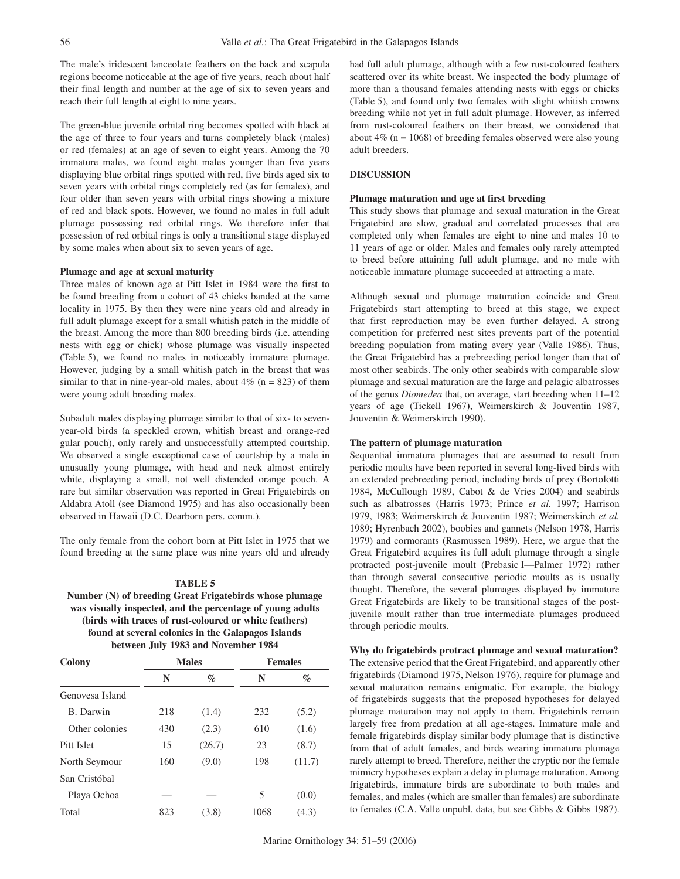The male's iridescent lanceolate feathers on the back and scapula regions become noticeable at the age of five years, reach about half their final length and number at the age of six to seven years and reach their full length at eight to nine years.

The green-blue juvenile orbital ring becomes spotted with black at the age of three to four years and turns completely black (males) or red (females) at an age of seven to eight years. Among the 70 immature males, we found eight males younger than five years displaying blue orbital rings spotted with red, five birds aged six to seven years with orbital rings completely red (as for females), and four older than seven years with orbital rings showing a mixture of red and black spots. However, we found no males in full adult plumage possessing red orbital rings. We therefore infer that possession of red orbital rings is only a transitional stage displayed by some males when about six to seven years of age.

### Plumage and age at sexual maturity

Three males of known age at Pitt Islet in 1984 were the first to be found breeding from a cohort of 43 chicks banded at the same locality in 1975. By then they were nine years old and already in full adult plumage except for a small whitish patch in the middle of the breast. Among the more than 800 breeding birds (i.e. attending nests with egg or chick) whose plumage was visually inspected (Table 5), we found no males in noticeably immature plumage. However, judging by a small whitish patch in the breast that was similar to that in nine-year-old males, about 4% (n = 823) of them were young adult breeding males.

Subadult males displaying plumage similar to that of six- to seven-year-old birds (a speckled crown, whitish breast and orange-red gular pouch), only rarely and unsuccessfully attempted courtship. We observed a single exceptional case of courtship by a male in unusually young plumage, with head and neck almost entirely white, displaying a small, not well distended orange pouch. A rare but similar observation was reported in Great Frigatebirds on Aldabra Atoll (see Diamond 1975) and has also occasionally been observed in Hawaii (D.C. Dearborn pers. comm.).

The only female from the cohort born at Pitt Islet in 1975 that we found breeding at the same place was nine years old and already had full adult plumage, although with a few rust-coloured feathers scattered over its white breast. We inspected the body plumage of more than a thousand females attending nests with eggs or chicks (Table 5), and found only two females with slight whitish crowns breeding while not yet in full adult plumage. However, as inferred from rust-coloured feathers on their breast, we considered that about 4% (n = 1068) of breeding females observed were also young adult breeders.

**TABLE 5**
**Number (N) of breeding Great Frigatebirds whose plumage was visually inspected, and the percentage of young adults (birds with traces of rust-coloured or white feathers) found at several colonies in the Galapagos Islands between July 1983 and November 1984**

| Colony | Males | | Females | |
|---|---|---|---|---|
| | N | % | N | % |
| Genovesa Island | | | | |
| B. Darwin | 218 | (1.4) | 232 | (5.2) |
| Other colonies | 430 | (2.3) | 610 | (1.6) |
| Pitt Islet | 15 | (26.7) | 23 | (8.7) |
| North Seymour | 160 | (9.0) | 198 | (11.7) |
| San Cristóbal | | | | |
| Playa Ochoa | — | — | 5 | (0.0) |
| Total | 823 | (3.8) | 1068 | (4.3) |

## DISCUSSION

### Plumage maturation and age at first breeding

This study shows that plumage and sexual maturation in the Great Frigatebird are slow, gradual and correlated processes that are completed only when females are eight to nine and males 10 to 11 years of age or older. Males and females only rarely attempted to breed before attaining full adult plumage, and no male with noticeable immature plumage succeeded at attracting a mate.

Although sexual and plumage maturation coincide and Great Frigatebirds start attempting to breed at this stage, we expect that first reproduction may be even further delayed. A strong competition for preferred nest sites prevents part of the potential breeding population from mating every year (Valle 1986). Thus, the Great Frigatebird has a prebreeding period longer than that of most other seabirds. The only other seabirds with comparable slow plumage and sexual maturation are the large and pelagic albatrosses of the genus *Diomedea* that, on average, start breeding when 11–12 years of age (Tickell 1967), Weimerskirch & Jouventin 1987, Jouventin & Weimerskirch 1990).

### The pattern of plumage maturation

Sequential immature plumages that are assumed to result from periodic moults have been reported in several long-lived birds with an extended prebreeding period, including birds of prey (Bortolotti 1984, McCullough 1989, Cabot & de Vries 2004) and seabirds such as albatrosses (Harris 1973; Prince *et al.* 1997; Harrison 1979, 1983; Weimerskirch & Jouventin 1987; Weimerskirch *et al.* 1989; Hyrenbach 2002), boobies and gannets (Nelson 1978, Harris 1979) and cormorants (Rasmussen 1989). Here, we argue that the Great Frigatebird acquires its full adult plumage through a single protracted post-juvenile moult (Prebasic I—Palmer 1972) rather than through several consecutive periodic moults as is usually thought. Therefore, the several plumages displayed by immature Great Frigatebirds are likely to be transitional stages of the post-juvenile moult rather than true intermediate plumages produced through periodic moults.

### Why do frigatebirds protract plumage and sexual maturation?

The extensive period that the Great Frigatebird, and apparently other frigatebirds (Diamond 1975, Nelson 1976), require for plumage and sexual maturation remains enigmatic. For example, the biology of frigatebirds suggests that the proposed hypotheses for delayed plumage maturation may not apply to them. Frigatebirds remain largely free from predation at all age-stages. Immature male and female frigatebirds display similar body plumage that is distinctive from that of adult females, and birds wearing immature plumage rarely attempt to breed. Therefore, neither the cryptic nor the female mimicry hypotheses explain a delay in plumage maturation. Among frigatebirds, immature birds are subordinate to both males and females, and males (which are smaller than females) are subordinate to females (C.A. Valle unpubl. data, but see Gibbs & Gibbs 1987).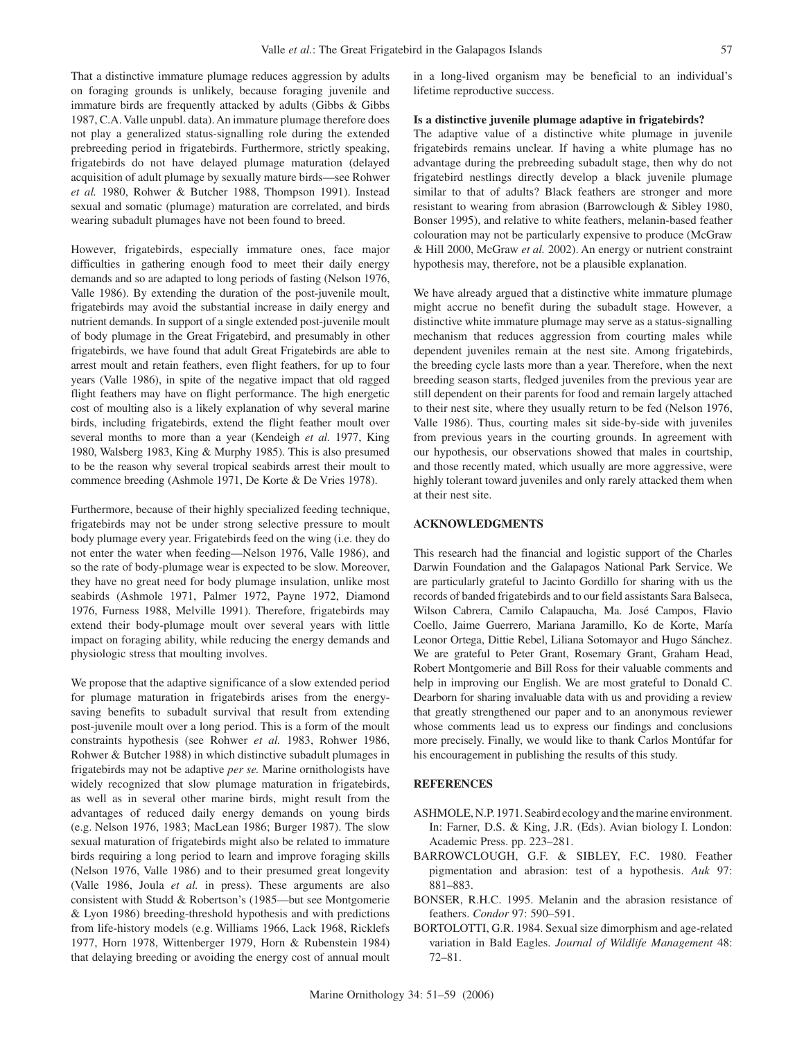That a distinctive immature plumage reduces aggression by adults on foraging grounds is unlikely, because foraging juvenile and immature birds are frequently attacked by adults (Gibbs & Gibbs 1987, C.A. Valle unpubl. data). An immature plumage therefore does not play a generalized status-signalling role during the extended prebreeding period in frigatebirds. Furthermore, strictly speaking, frigatebirds do not have delayed plumage maturation (delayed acquisition of adult plumage by sexually mature birds—see Rohwer *et al.* 1980, Rohwer & Butcher 1988, Thompson 1991). Instead sexual and somatic (plumage) maturation are correlated, and birds wearing subadult plumages have not been found to breed.

However, frigatebirds, especially immature ones, face major difficulties in gathering enough food to meet their daily energy demands and so are adapted to long periods of fasting (Nelson 1976, Valle 1986). By extending the duration of the post-juvenile moult, frigatebirds may avoid the substantial increase in daily energy and nutrient demands. In support of a single extended post-juvenile moult of body plumage in the Great Frigatebird, and presumably in other frigatebirds, we have found that adult Great Frigatebirds are able to arrest moult and retain feathers, even flight feathers, for up to four years (Valle 1986), in spite of the negative impact that old ragged flight feathers may have on flight performance. The high energetic cost of moulting also is a likely explanation of why several marine birds, including frigatebirds, extend the flight feather moult over several months to more than a year (Kendeigh *et al.* 1977, King 1980, Walsberg 1983, King & Murphy 1985). This is also presumed to be the reason why several tropical seabirds arrest their moult to commence breeding (Ashmole 1971, De Korte & De Vries 1978).

Furthermore, because of their highly specialized feeding technique, frigatebirds may not be under strong selective pressure to moult body plumage every year. Frigatebirds feed on the wing (i.e. they do not enter the water when feeding—Nelson 1976, Valle 1986), and so the rate of body-plumage wear is expected to be slow. Moreover, they have no great need for body plumage insulation, unlike most seabirds (Ashmole 1971, Palmer 1972, Payne 1972, Diamond 1976, Furness 1988, Melville 1991). Therefore, frigatebirds may extend their body-plumage moult over several years with little impact on foraging ability, while reducing the energy demands and physiologic stress that moulting involves.

We propose that the adaptive significance of a slow extended period for plumage maturation in frigatebirds arises from the energy-saving benefits to subadult survival that result from extending post-juvenile moult over a long period. This is a form of the moult constraints hypothesis (see Rohwer *et al.* 1983, Rohwer 1986, Rohwer & Butcher 1988) in which distinctive subadult plumages in frigatebirds may not be adaptive *per se.* Marine ornithologists have widely recognized that slow plumage maturation in frigatebirds, as well as in several other marine birds, might result from the advantages of reduced daily energy demands on young birds (e.g. Nelson 1976, 1983; MacLean 1986; Burger 1987). The slow sexual maturation of frigatebirds might also be related to immature birds requiring a long period to learn and improve foraging skills (Nelson 1976, Valle 1986) and to their presumed great longevity (Valle 1986, Joula *et al.* in press). These arguments are also consistent with Studd & Robertson's (1985—but see Montgomerie & Lyon 1986) breeding-threshold hypothesis and with predictions from life-history models (e.g. Williams 1966, Lack 1968, Ricklefs 1977, Horn 1978, Wittenberger 1979, Horn & Rubenstein 1984) that delaying breeding or avoiding the energy cost of annual moult in a long-lived organism may be beneficial to an individual's lifetime reproductive success.

### Is a distinctive juvenile plumage adaptive in frigatebirds?

The adaptive value of a distinctive white plumage in juvenile frigatebirds remains unclear. If having a white plumage has no advantage during the prebreeding subadult stage, then why do not frigatebird nestlings directly develop a black juvenile plumage similar to that of adults? Black feathers are stronger and more resistant to wearing from abrasion (Barrowclough & Sibley 1980, Bonser 1995), and relative to white feathers, melanin-based feather colouration may not be particularly expensive to produce (McGraw & Hill 2000, McGraw *et al.* 2002). An energy or nutrient constraint hypothesis may, therefore, not be a plausible explanation.

We have already argued that a distinctive white immature plumage might accrue no benefit during the subadult stage. However, a distinctive white immature plumage may serve as a status-signalling mechanism that reduces aggression from courting males while dependent juveniles remain at the nest site. Among frigatebirds, the breeding cycle lasts more than a year. Therefore, when the next breeding season starts, fledged juveniles from the previous year are still dependent on their parents for food and remain largely attached to their nest site, where they usually return to be fed (Nelson 1976, Valle 1986). Thus, courting males sit side-by-side with juveniles from previous years in the courting grounds. In agreement with our hypothesis, our observations showed that males in courtship, and those recently mated, which usually are more aggressive, were highly tolerant toward juveniles and only rarely attacked them when at their nest site.

## ACKNOWLEDGMENTS

This research had the financial and logistic support of the Charles Darwin Foundation and the Galapagos National Park Service. We are particularly grateful to Jacinto Gordillo for sharing with us the records of banded frigatebirds and to our field assistants Sara Balseca, Wilson Cabrera, Camilo Calapaucha, Ma. José Campos, Flavio Coello, Jaime Guerrero, Mariana Jaramillo, Ko de Korte, María Leonor Ortega, Dittie Rebel, Liliana Sotomayor and Hugo Sánchez. We are grateful to Peter Grant, Rosemary Grant, Graham Head, Robert Montgomerie and Bill Ross for their valuable comments and help in improving our English. We are most grateful to Donald C. Dearborn for sharing invaluable data with us and providing a review that greatly strengthened our paper and to an anonymous reviewer whose comments lead us to express our findings and conclusions more precisely. Finally, we would like to thank Carlos Montúfar for his encouragement in publishing the results of this study.

## REFERENCES

ASHMOLE, N.P. 1971. Seabird ecology and the marine environment. In: Farner, D.S. & King, J.R. (Eds). Avian biology I. London: Academic Press. pp. 223–281.

BARROWCLOUGH, G.F. & SIBLEY, F.C. 1980. Feather pigmentation and abrasion: test of a hypothesis. *Auk* 97: 881–883.

BONSER, R.H.C. 1995. Melanin and the abrasion resistance of feathers. *Condor* 97: 590–591.

BORTOLOTTI, G.R. 1984. Sexual size dimorphism and age-related variation in Bald Eagles. *Journal of Wildlife Management* 48: 72–81.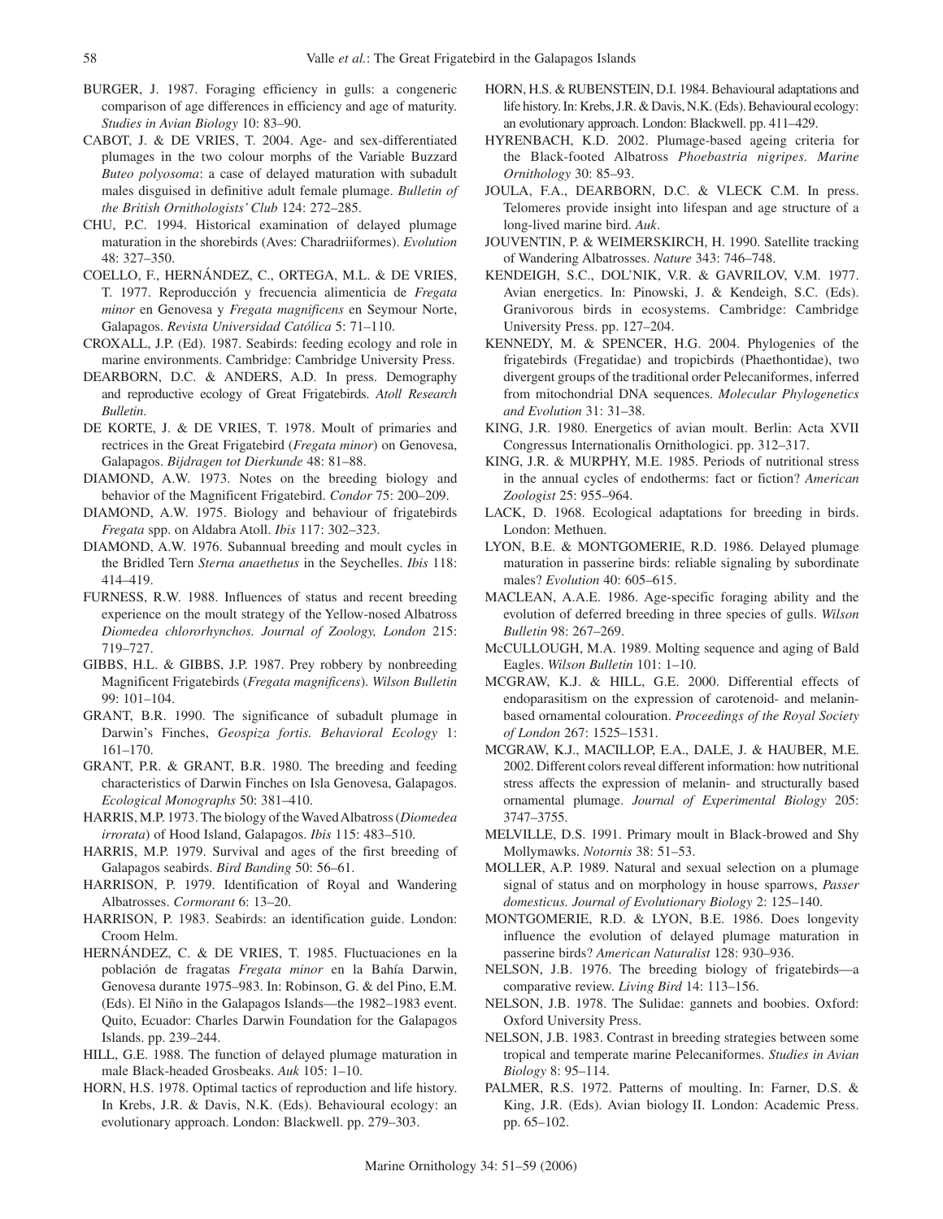BURGER, J. 1987. Foraging efficiency in gulls: a congeneric comparison of age differences in efficiency and age of maturity. *Studies in Avian Biology* 10: 83–90.

CABOT, J. & DE VRIES, T. 2004. Age- and sex-differentiated plumages in the two colour morphs of the Variable Buzzard *Buteo polyosoma*: a case of delayed maturation with subadult males disguised in definitive adult female plumage. *Bulletin of the British Ornithologists' Club* 124: 272–285.

CHU, P.C. 1994. Historical examination of delayed plumage maturation in the shorebirds (Aves: Charadriiformes). *Evolution* 48: 327–350.

COELLO, F., HERNÁNDEZ, C., ORTEGA, M.L. & DE VRIES, T. 1977. Reproducción y frecuencia alimenticia de *Fregata minor* en Genovesa y *Fregata magnificens* en Seymour Norte, Galapagos. *Revista Universidad Católica* 5: 71–110.

CROXALL, J.P. (Ed). 1987. Seabirds: feeding ecology and role in marine environments. Cambridge: Cambridge University Press.

DEARBORN, D.C. & ANDERS, A.D. In press. Demography and reproductive ecology of Great Frigatebirds. *Atoll Research Bulletin*.

DE KORTE, J. & DE VRIES, T. 1978. Moult of primaries and rectrices in the Great Frigatebird (*Fregata minor*) on Genovesa, Galapagos. *Bijdragen tot Dierkunde* 48: 81–88.

DIAMOND, A.W. 1973. Notes on the breeding biology and behavior of the Magnificent Frigatebird. *Condor* 75: 200–209.

DIAMOND, A.W. 1975. Biology and behaviour of frigatebirds *Fregata* spp. on Aldabra Atoll. *Ibis* 117: 302–323.

DIAMOND, A.W. 1976. Subannual breeding and moult cycles in the Bridled Tern *Sterna anaethetus* in the Seychelles. *Ibis* 118: 414–419.

FURNESS, R.W. 1988. Influences of status and recent breeding experience on the moult strategy of the Yellow-nosed Albatross *Diomedea chlororhynchos*. *Journal of Zoology, London* 215: 719–727.

GIBBS, H.L. & GIBBS, J.P. 1987. Prey robbery by nonbreeding Magnificent Frigatebirds (*Fregata magnificens*). *Wilson Bulletin* 99: 101–104.

GRANT, B.R. 1990. The significance of subadult plumage in Darwin's Finches, *Geospiza fortis*. *Behavioral Ecology* 1: 161–170.

GRANT, P.R. & GRANT, B.R. 1980. The breeding and feeding characteristics of Darwin Finches on Isla Genovesa, Galapagos. *Ecological Monographs* 50: 381–410.

HARRIS, M.P. 1973. The biology of the Waved Albatross (*Diomedea irrorata*) of Hood Island, Galapagos. *Ibis* 115: 483–510.

HARRIS, M.P. 1979. Survival and ages of the first breeding of Galapagos seabirds. *Bird Banding* 50: 56–61.

HARRISON, P. 1979. Identification of Royal and Wandering Albatrosses. *Cormorant* 6: 13–20.

HARRISON, P. 1983. Seabirds: an identification guide. London: Croom Helm.

HERNÁNDEZ, C. & DE VRIES, T. 1985. Fluctuaciones en la población de fragatas *Fregata minor* en la Bahía Darwin, Genovesa durante 1975–983. In: Robinson, G. & del Pino, E.M. (Eds). El Niño in the Galapagos Islands—the 1982–1983 event. Quito, Ecuador: Charles Darwin Foundation for the Galapagos Islands. pp. 239–244.

HILL, G.E. 1988. The function of delayed plumage maturation in male Black-headed Grosbeaks. *Auk* 105: 1–10.

HORN, H.S. 1978. Optimal tactics of reproduction and life history. In Krebs, J.R. & Davis, N.K. (Eds). Behavioural ecology: an evolutionary approach. London: Blackwell. pp. 279–303.

HORN, H.S. & RUBENSTEIN, D.I. 1984. Behavioural adaptations and life history. In: Krebs, J.R. & Davis, N.K. (Eds). Behavioural ecology: an evolutionary approach. London: Blackwell. pp. 411–429.

HYRENBACH, K.D. 2002. Plumage-based ageing criteria for the Black-footed Albatross *Phoebastria nigripes*. *Marine Ornithology* 30: 85–93.

JOULA, F.A., DEARBORN, D.C. & VLECK C.M. In press. Telomeres provide insight into lifespan and age structure of a long-lived marine bird. *Auk*.

JOUVENTIN, P. & WEIMERSKIRCH, H. 1990. Satellite tracking of Wandering Albatrosses. *Nature* 343: 746–748.

KENDEIGH, S.C., DOL'NIK, V.R. & GAVRILOV, V.M. 1977. Avian energetics. In: Pinowski, J. & Kendeigh, S.C. (Eds). Granivorous birds in ecosystems. Cambridge: Cambridge University Press. pp. 127–204.

KENNEDY, M. & SPENCER, H.G. 2004. Phylogenies of the frigatebirds (Fregatidae) and tropicbirds (Phaethontidae), two divergent groups of the traditional order Pelecaniformes, inferred from mitochondrial DNA sequences. *Molecular Phylogenetics and Evolution* 31: 31–38.

KING, J.R. 1980. Energetics of avian moult. Berlin: Acta XVII Congressus Internationalis Ornithologici. pp. 312–317.

KING, J.R. & MURPHY, M.E. 1985. Periods of nutritional stress in the annual cycles of endotherms: fact or fiction? *American Zoologist* 25: 955–964.

LACK, D. 1968. Ecological adaptations for breeding in birds. London: Methuen.

LYON, B.E. & MONTGOMERIE, R.D. 1986. Delayed plumage maturation in passerine birds: reliable signaling by subordinate males? *Evolution* 40: 605–615.

MACLEAN, A.A.E. 1986. Age-specific foraging ability and the evolution of deferred breeding in three species of gulls. *Wilson Bulletin* 98: 267–269.

McCULLOUGH, M.A. 1989. Molting sequence and aging of Bald Eagles. *Wilson Bulletin* 101: 1–10.

MCGRAW, K.J. & HILL, G.E. 2000. Differential effects of endoparasitism on the expression of carotenoid- and melanin-based ornamental colouration. *Proceedings of the Royal Society of London* 267: 1525–1531.

MCGRAW, K.J., MACILLOP, E.A., DALE, J. & HAUBER, M.E. 2002. Different colors reveal different information: how nutritional stress affects the expression of melanin- and structurally based ornamental plumage. *Journal of Experimental Biology* 205: 3747–3755.

MELVILLE, D.S. 1991. Primary moult in Black-browed and Shy Mollymawks. *Notornis* 38: 51–53.

MOLLER, A.P. 1989. Natural and sexual selection on a plumage signal of status and on morphology in house sparrows, *Passer domesticus*. *Journal of Evolutionary Biology* 2: 125–140.

MONTGOMERIE, R.D. & LYON, B.E. 1986. Does longevity influence the evolution of delayed plumage maturation in passerine birds? *American Naturalist* 128: 930–936.

NELSON, J.B. 1976. The breeding biology of frigatebirds—a comparative review. *Living Bird* 14: 113–156.

NELSON, J.B. 1978. The Sulidae: gannets and boobies. Oxford: Oxford University Press.

NELSON, J.B. 1983. Contrast in breeding strategies between some tropical and temperate marine Pelecaniformes. *Studies in Avian Biology* 8: 95–114.

PALMER, R.S. 1972. Patterns of moulting. In: Farner, D.S. & King, J.R. (Eds). Avian biology II. London: Academic Press. pp. 65–102.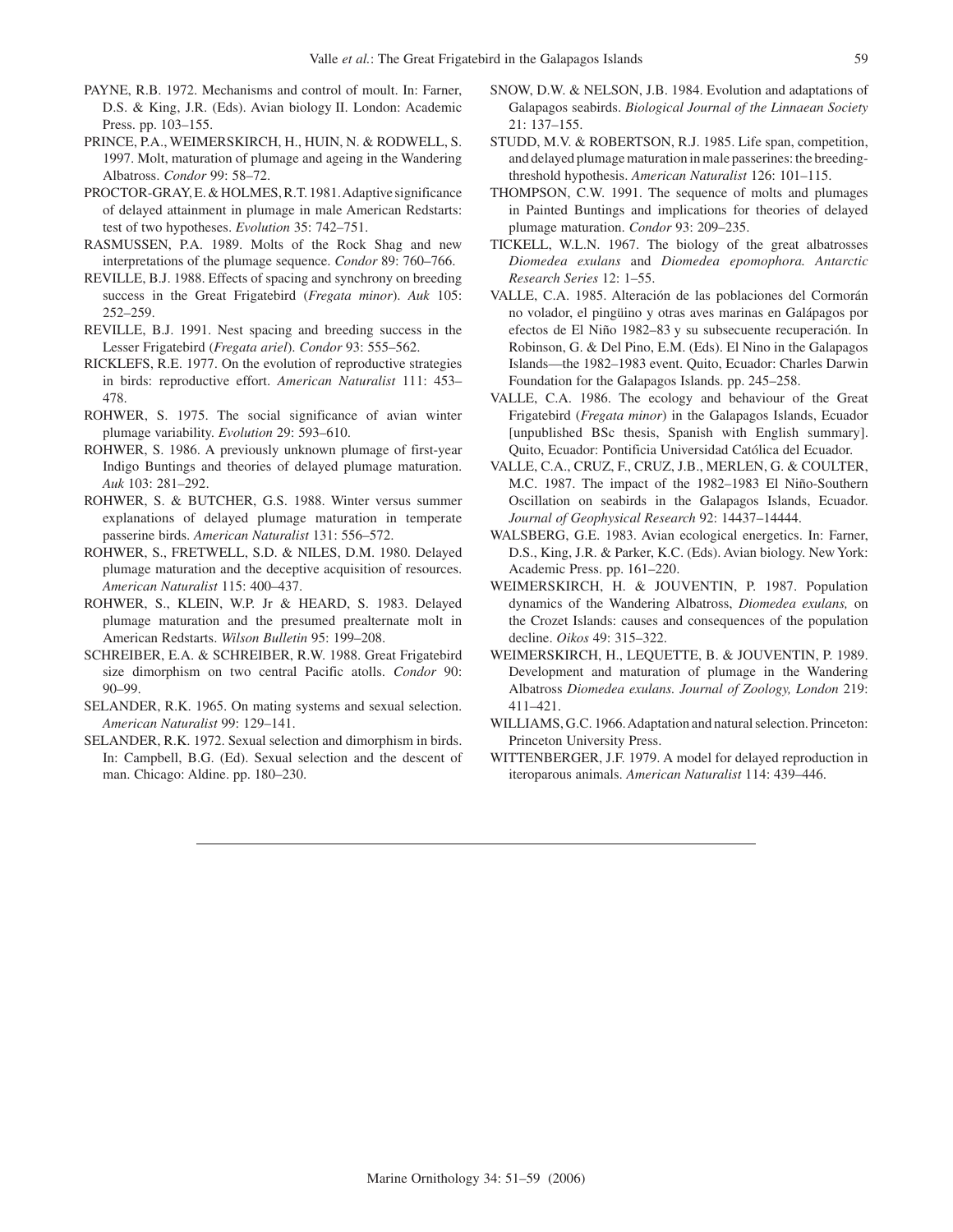PAYNE, R.B. 1972. Mechanisms and control of moult. In: Farner, D.S. & King, J.R. (Eds). Avian biology II. London: Academic Press. pp. 103–155.

PRINCE, P.A., WEIMERSKIRCH, H., HUIN, N. & RODWELL, S. 1997. Molt, maturation of plumage and ageing in the Wandering Albatross. *Condor* 99: 58–72.

PROCTOR-GRAY, E. & HOLMES, R.T. 1981. Adaptive significance of delayed attainment in plumage in male American Redstarts: test of two hypotheses. *Evolution* 35: 742–751.

RASMUSSEN, P.A. 1989. Molts of the Rock Shag and new interpretations of the plumage sequence. *Condor* 89: 760–766.

REVILLE, B.J. 1988. Effects of spacing and synchrony on breeding success in the Great Frigatebird (*Fregata minor*). *Auk* 105: 252–259.

REVILLE, B.J. 1991. Nest spacing and breeding success in the Lesser Frigatebird (*Fregata ariel*). *Condor* 93: 555–562.

RICKLEFS, R.E. 1977. On the evolution of reproductive strategies in birds: reproductive effort. *American Naturalist* 111: 453–478.

ROHWER, S. 1975. The social significance of avian winter plumage variability. *Evolution* 29: 593–610.

ROHWER, S. 1986. A previously unknown plumage of first-year Indigo Buntings and theories of delayed plumage maturation. *Auk* 103: 281–292.

ROHWER, S. & BUTCHER, G.S. 1988. Winter versus summer explanations of delayed plumage maturation in temperate passerine birds. *American Naturalist* 131: 556–572.

ROHWER, S., FRETWELL, S.D. & NILES, D.M. 1980. Delayed plumage maturation and the deceptive acquisition of resources. *American Naturalist* 115: 400–437.

ROHWER, S., KLEIN, W.P. Jr & HEARD, S. 1983. Delayed plumage maturation and the presumed prealternate molt in American Redstarts. *Wilson Bulletin* 95: 199–208.

SCHREIBER, E.A. & SCHREIBER, R.W. 1988. Great Frigatebird size dimorphism on two central Pacific atolls. *Condor* 90: 90–99.

SELANDER, R.K. 1965. On mating systems and sexual selection. *American Naturalist* 99: 129–141.

SELANDER, R.K. 1972. Sexual selection and dimorphism in birds. In: Campbell, B.G. (Ed). Sexual selection and the descent of man. Chicago: Aldine. pp. 180–230.

SNOW, D.W. & NELSON, J.B. 1984. Evolution and adaptations of Galapagos seabirds. *Biological Journal of the Linnaean Society* 21: 137–155.

STUDD, M.V. & ROBERTSON, R.J. 1985. Life span, competition, and delayed plumage maturation in male passerines: the breeding-threshold hypothesis. *American Naturalist* 126: 101–115.

THOMPSON, C.W. 1991. The sequence of molts and plumages in Painted Buntings and implications for theories of delayed plumage maturation. *Condor* 93: 209–235.

TICKELL, W.L.N. 1967. The biology of the great albatrosses *Diomedea exulans* and *Diomedea epomophora. Antarctic Research Series* 12: 1–55.

VALLE, C.A. 1985. Alteración de las poblaciones del Cormorán no volador, el pingüino y otras aves marinas en Galápagos por efectos de El Niño 1982–83 y su subsecuente recuperación. In Robinson, G. & Del Pino, E.M. (Eds). El Nino in the Galapagos Islands—the 1982–1983 event. Quito, Ecuador: Charles Darwin Foundation for the Galapagos Islands. pp. 245–258.

VALLE, C.A. 1986. The ecology and behaviour of the Great Frigatebird (*Fregata minor*) in the Galapagos Islands, Ecuador [unpublished BSc thesis, Spanish with English summary]. Quito, Ecuador: Pontificia Universidad Católica del Ecuador.

VALLE, C.A., CRUZ, F., CRUZ, J.B., MERLEN, G. & COULTER, M.C. 1987. The impact of the 1982–1983 El Niño-Southern Oscillation on seabirds in the Galapagos Islands, Ecuador. *Journal of Geophysical Research* 92: 14437–14444.

WALSBERG, G.E. 1983. Avian ecological energetics. In: Farner, D.S., King, J.R. & Parker, K.C. (Eds). Avian biology. New York: Academic Press. pp. 161–220.

WEIMERSKIRCH, H. & JOUVENTIN, P. 1987. Population dynamics of the Wandering Albatross, *Diomedea exulans,* on the Crozet Islands: causes and consequences of the population decline. *Oikos* 49: 315–322.

WEIMERSKIRCH, H., LEQUETTE, B. & JOUVENTIN, P. 1989. Development and maturation of plumage in the Wandering Albatross *Diomedea exulans. Journal of Zoology, London* 219: 411–421.

WILLIAMS, G.C. 1966. Adaptation and natural selection. Princeton: Princeton University Press.

WITTENBERGER, J.F. 1979. A model for delayed reproduction in iteroparous animals. *American Naturalist* 114: 439–446.